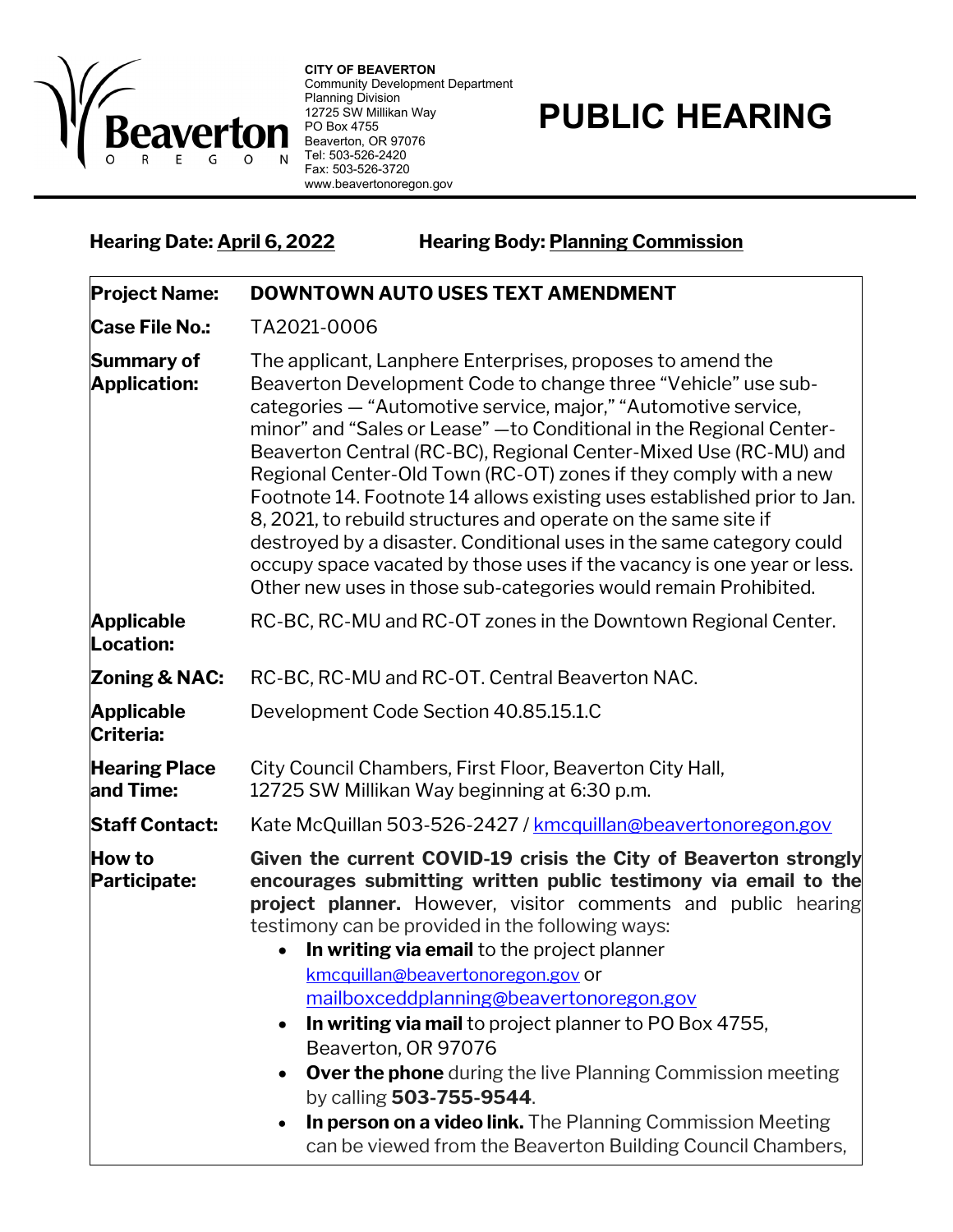**CITY OF BEAVERTON**
Community Development Department
Planning Division
12725 SW Millikan Way
PO Box 4755
Beaverton, OR 97076
Tel: 503-526-2420
Fax: 503-526-3720
www.beavertonoregon.gov

# PUBLIC HEARING

**Hearing Date: April 6, 2022** **Hearing Body: Planning Commission**

| | |
|---|---|
| **Project Name:** | **DOWNTOWN AUTO USES TEXT AMENDMENT** |
| **Case File No.:** | TA2021-0006 |
| **Summary of Application:** | The applicant, Lanphere Enterprises, proposes to amend the Beaverton Development Code to change three "Vehicle" use sub-categories — "Automotive service, major," "Automotive service, minor" and "Sales or Lease" —to Conditional in the Regional Center-Beaverton Central (RC-BC), Regional Center-Mixed Use (RC-MU) and Regional Center-Old Town (RC-OT) zones if they comply with a new Footnote 14. Footnote 14 allows existing uses established prior to Jan. 8, 2021, to rebuild structures and operate on the same site if destroyed by a disaster. Conditional uses in the same category could occupy space vacated by those uses if the vacancy is one year or less. Other new uses in those sub-categories would remain Prohibited. |
| **Applicable Location:** | RC-BC, RC-MU and RC-OT zones in the Downtown Regional Center. |
| **Zoning & NAC:** | RC-BC, RC-MU and RC-OT. Central Beaverton NAC. |
| **Applicable Criteria:** | Development Code Section 40.85.15.1.C |
| **Hearing Place and Time:** | City Council Chambers, First Floor, Beaverton City Hall, 12725 SW Millikan Way beginning at 6:30 p.m. |
| **Staff Contact:** | Kate McQuillan 503-526-2427 / kmcquillan@beavertonoregon.gov |
| **How to Participate:** | **Given the current COVID-19 crisis the City of Beaverton strongly encourages submitting written public testimony via email to the project planner.** However, visitor comments and public hearing testimony can be provided in the following ways:<br>• **In writing via email** to the project planner kmcquillan@beavertonoregon.gov or mailboxceddplanning@beavertonoregon.gov<br>• **In writing via mail** to project planner to PO Box 4755, Beaverton, OR 97076<br>• **Over the phone** during the live Planning Commission meeting by calling **503-755-9544**.<br>• **In person on a video link.** The Planning Commission Meeting can be viewed from the Beaverton Building Council Chambers, |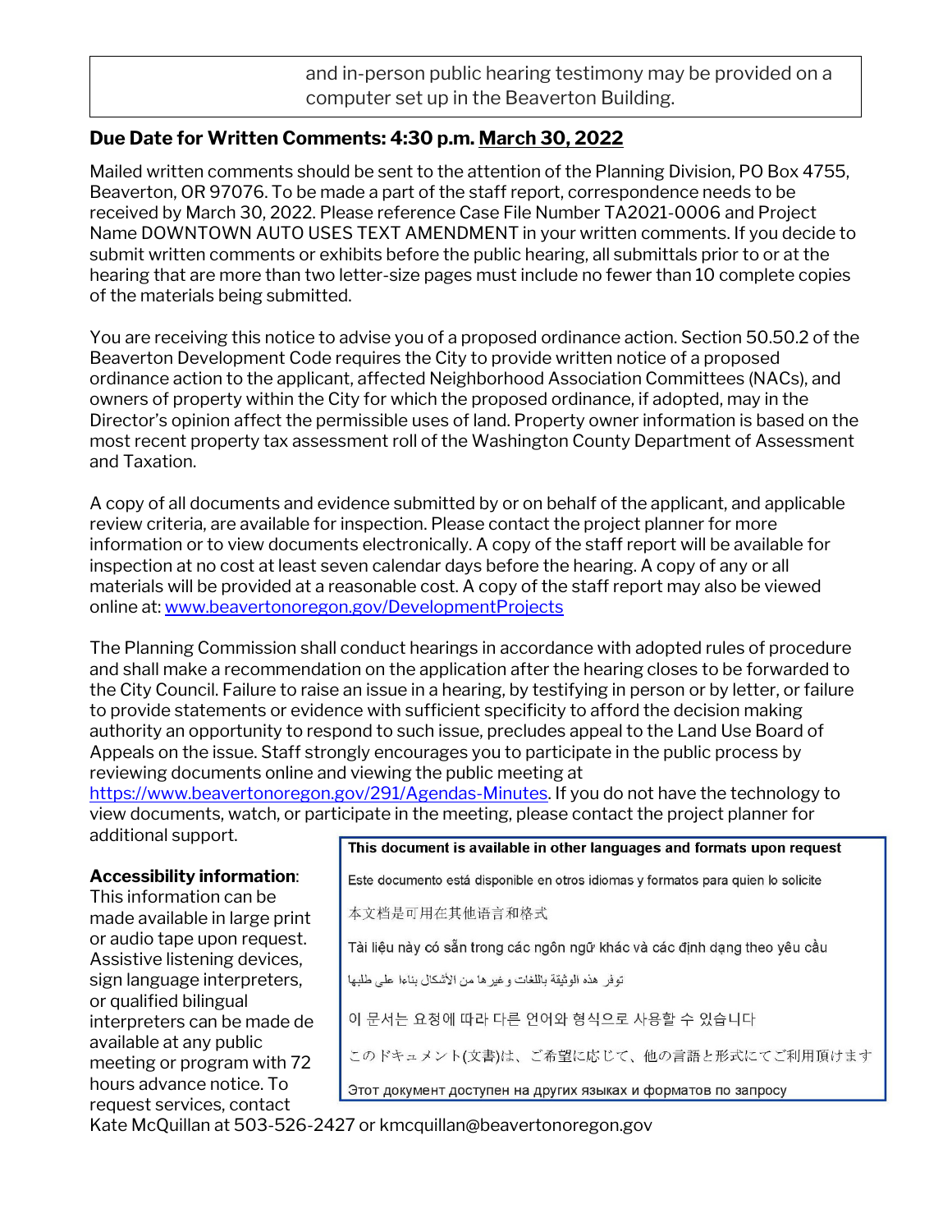and in-person public hearing testimony may be provided on a computer set up in the Beaverton Building.

**Due Date for Written Comments: 4:30 p.m. March 30, 2022**

Mailed written comments should be sent to the attention of the Planning Division, PO Box 4755, Beaverton, OR 97076. To be made a part of the staff report, correspondence needs to be received by March 30, 2022. Please reference Case File Number TA2021-0006 and Project Name DOWNTOWN AUTO USES TEXT AMENDMENT in your written comments. If you decide to submit written comments or exhibits before the public hearing, all submittals prior to or at the hearing that are more than two letter-size pages must include no fewer than 10 complete copies of the materials being submitted.

You are receiving this notice to advise you of a proposed ordinance action. Section 50.50.2 of the Beaverton Development Code requires the City to provide written notice of a proposed ordinance action to the applicant, affected Neighborhood Association Committees (NACs), and owners of property within the City for which the proposed ordinance, if adopted, may in the Director's opinion affect the permissible uses of land. Property owner information is based on the most recent property tax assessment roll of the Washington County Department of Assessment and Taxation.

A copy of all documents and evidence submitted by or on behalf of the applicant, and applicable review criteria, are available for inspection. Please contact the project planner for more information or to view documents electronically. A copy of the staff report will be available for inspection at no cost at least seven calendar days before the hearing. A copy of any or all materials will be provided at a reasonable cost. A copy of the staff report may also be viewed online at: [www.beavertonoregon.gov/DevelopmentProjects](www.beavertonoregon.gov/DevelopmentProjects)

The Planning Commission shall conduct hearings in accordance with adopted rules of procedure and shall make a recommendation on the application after the hearing closes to be forwarded to the City Council. Failure to raise an issue in a hearing, by testifying in person or by letter, or failure to provide statements or evidence with sufficient specificity to afford the decision making authority an opportunity to respond to such issue, precludes appeal to the Land Use Board of Appeals on the issue. Staff strongly encourages you to participate in the public process by reviewing documents online and viewing the public meeting at [https://www.beavertonoregon.gov/291/Agendas-Minutes](https://www.beavertonoregon.gov/291/Agendas-Minutes). If you do not have the technology to view documents, watch, or participate in the meeting, please contact the project planner for additional support.

**Accessibility information**: This information can be made available in large print or audio tape upon request. Assistive listening devices, sign language interpreters, or qualified bilingual interpreters can be made de available at any public meeting or program with 72 hours advance notice. To request services, contact Kate McQuillan at 503-526-2427 or kmcquillan@beavertonoregon.gov

**This document is available in other languages and formats upon request**

Este documento está disponible en otros idiomas y formatos para quien lo solicite

本文档是可用在其他语言和格式

Tài liệu này có sẵn trong các ngôn ngữ khác và các định dạng theo yêu cầu

توفر هذه الوثيقة باللغات و غيرها من الأشكال بناءا على طلبها

이 문서는 요청에 따라 다른 언어와 형식으로 사용할 수 있습니다

このドキュメント(文書)は、ご希望に応じて、他の言語と形式にてご利用頂けます

Этот документ доступен на других языках и форматов по запросу